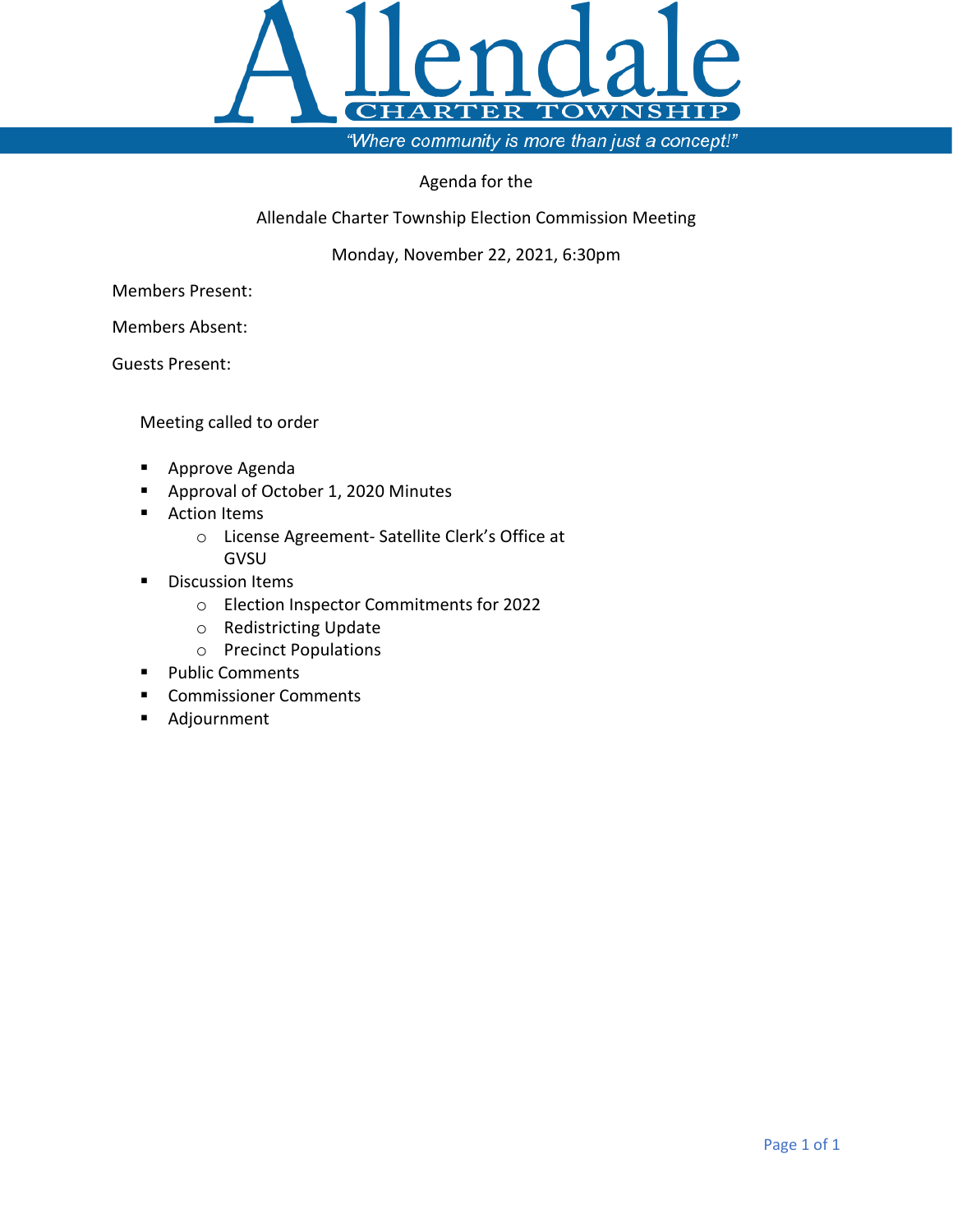# Allendale CHARTER TOWNSHIP

*"Where community is more than just a concept!"*

Agenda for the

Allendale Charter Township Election Commission Meeting

Monday, November 22, 2021, 6:30pm

Members Present:

Members Absent:

Guests Present:

Meeting called to order

- Approve Agenda
- Approval of October 1, 2020 Minutes
- Action Items
  - License Agreement- Satellite Clerk's Office at GVSU
- Discussion Items
  - Election Inspector Commitments for 2022
  - Redistricting Update
  - Precinct Populations
- Public Comments
- Commissioner Comments
- Adjournment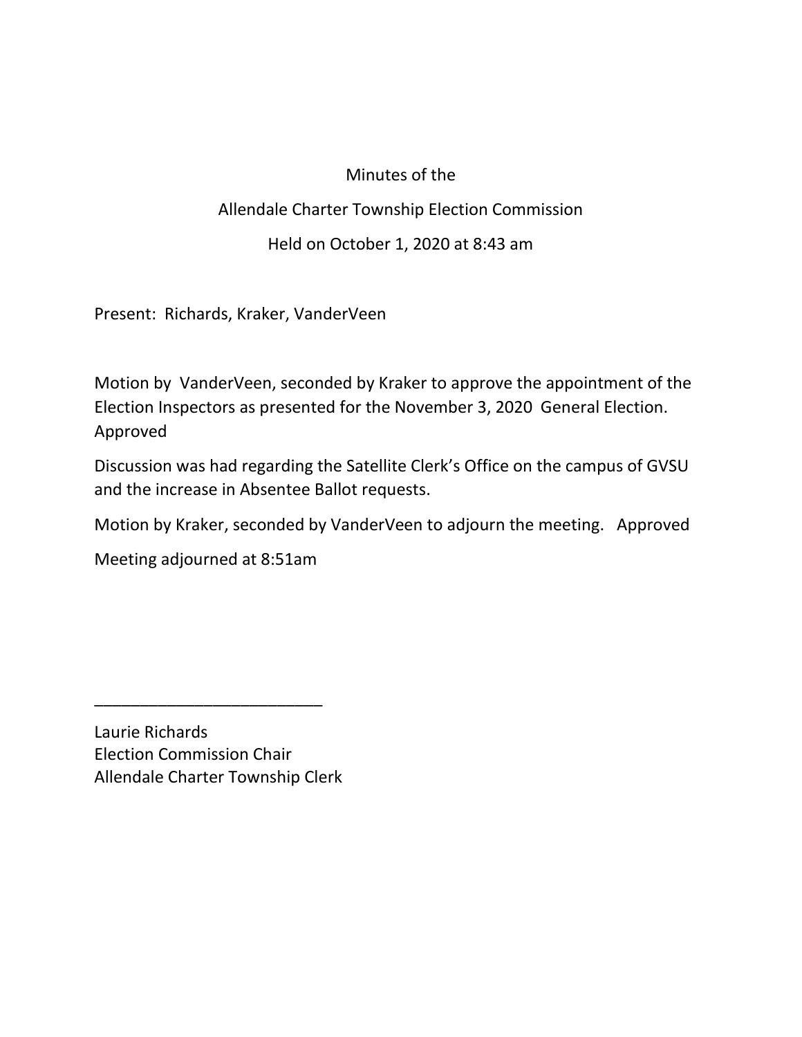Minutes of the

Allendale Charter Township Election Commission

Held on October 1, 2020 at 8:43 am

Present: Richards, Kraker, VanderVeen

Motion by VanderVeen, seconded by Kraker to approve the appointment of the Election Inspectors as presented for the November 3, 2020 General Election. Approved

Discussion was had regarding the Satellite Clerk's Office on the campus of GVSU and the increase in Absentee Ballot requests.

Motion by Kraker, seconded by VanderVeen to adjourn the meeting. Approved

Meeting adjourned at 8:51am

___________________________

Laurie Richards
Election Commission Chair
Allendale Charter Township Clerk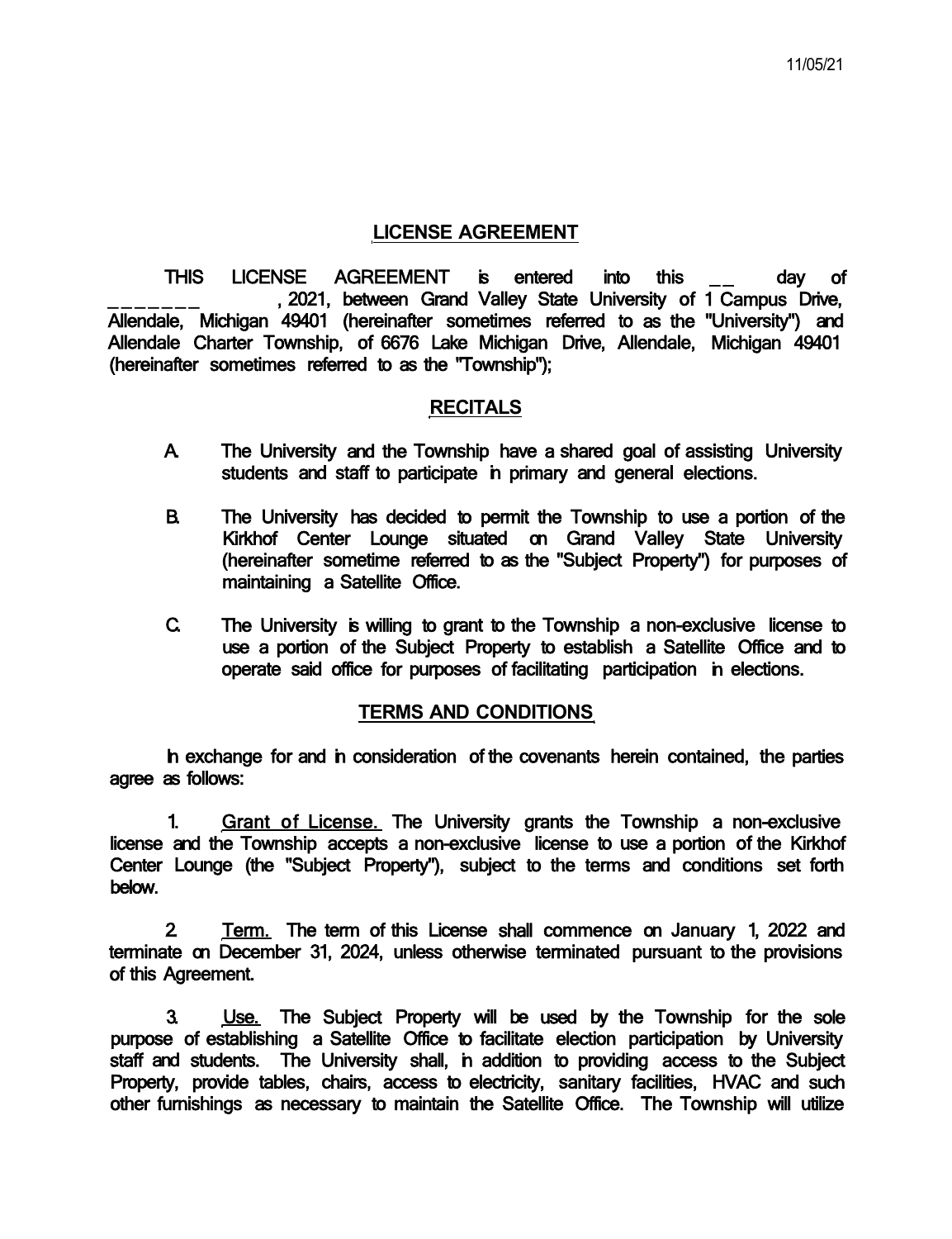11/05/21

# LICENSE AGREEMENT

THIS LICENSE AGREEMENT is entered into this __ day of _______, 2021, between Grand Valley State University of 1 Campus Drive, Allendale, Michigan 49401 (hereinafter sometimes referred to as the "University") and Allendale Charter Township, of 6676 Lake Michigan Drive, Allendale, Michigan 49401 (hereinafter sometimes referred to as the "Township");

## RECITALS

A. The University and the Township have a shared goal of assisting University students and staff to participate in primary and general elections.

B. The University has decided to permit the Township to use a portion of the Kirkhof Center Lounge situated on Grand Valley State University (hereinafter sometime referred to as the "Subject Property") for purposes of maintaining a Satellite Office.

C. The University is willing to grant to the Township a non-exclusive license to use a portion of the Subject Property to establish a Satellite Office and to operate said office for purposes of facilitating participation in elections.

## TERMS AND CONDITIONS

In exchange for and in consideration of the covenants herein contained, the parties agree as follows:

1. Grant of License. The University grants the Township a non-exclusive license and the Township accepts a non-exclusive license to use a portion of the Kirkhof Center Lounge (the "Subject Property"), subject to the terms and conditions set forth below.

2. Term. The term of this License shall commence on January 1, 2022 and terminate on December 31, 2024, unless otherwise terminated pursuant to the provisions of this Agreement.

3. Use. The Subject Property will be used by the Township for the sole purpose of establishing a Satellite Office to facilitate election participation by University staff and students. The University shall, in addition to providing access to the Subject Property, provide tables, chairs, access to electricity, sanitary facilities, HVAC and such other furnishings as necessary to maintain the Satellite Office. The Township will utilize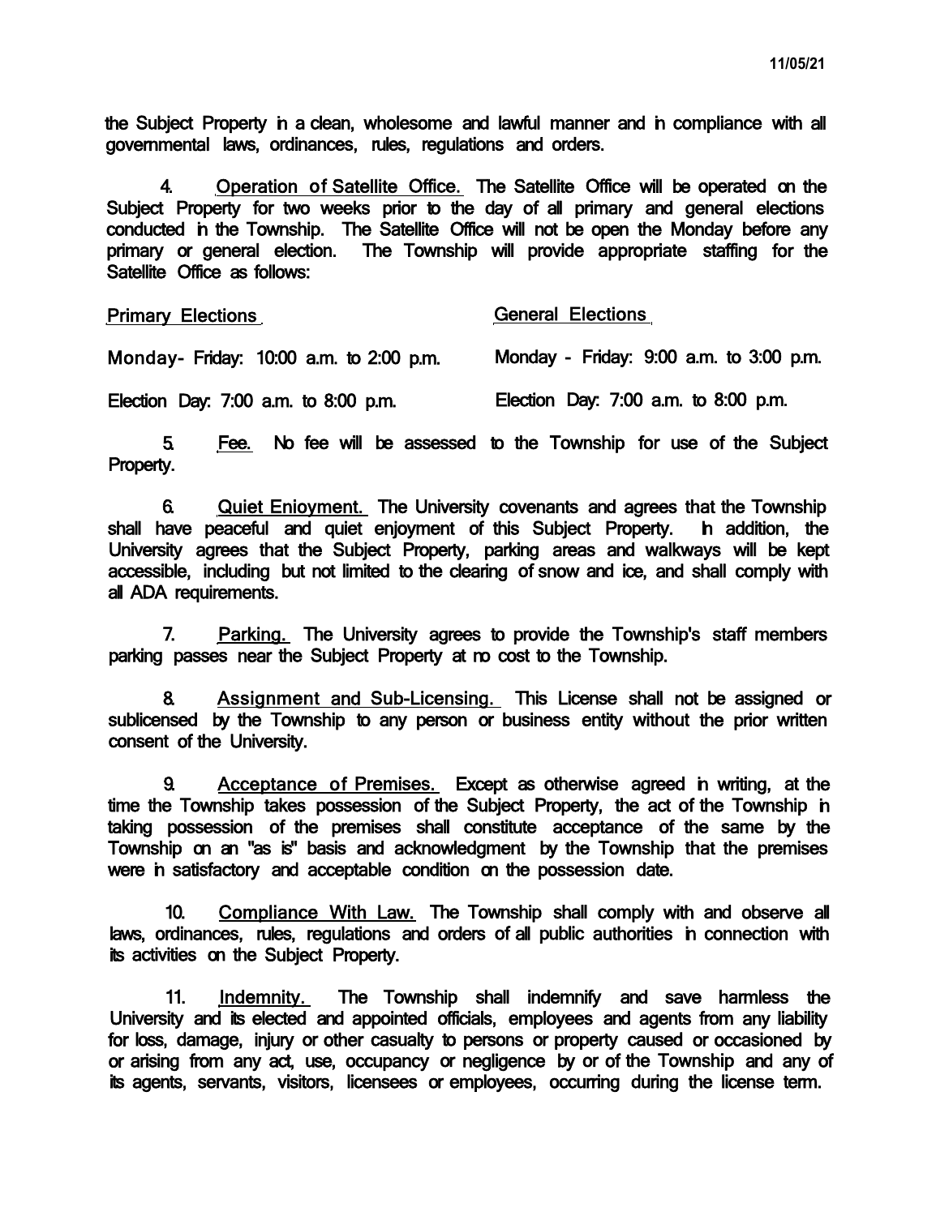the Subject Property in a clean, wholesome and lawful manner and in compliance with all governmental laws, ordinances, rules, regulations and orders.

4. Operation of Satellite Office. The Satellite Office will be operated on the Subject Property for two weeks prior to the day of all primary and general elections conducted in the Township. The Satellite Office will not be open the Monday before any primary or general election. The Township will provide appropriate staffing for the Satellite Office as follows:

| Primary Elections | General Elections |
| --- | --- |
| Monday- Friday: 10:00 a.m. to 2:00 p.m. | Monday - Friday: 9:00 a.m. to 3:00 p.m. |
| Election Day: 7:00 a.m. to 8:00 p.m. | Election Day: 7:00 a.m. to 8:00 p.m. |

5. Fee. No fee will be assessed to the Township for use of the Subject Property.

6. Quiet Enioyment. The University covenants and agrees that the Township shall have peaceful and quiet enjoyment of this Subject Property. In addition, the University agrees that the Subject Property, parking areas and walkways will be kept accessible, including but not limited to the clearing of snow and ice, and shall comply with all ADA requirements.

7. Parking. The University agrees to provide the Township's staff members parking passes near the Subject Property at no cost to the Township.

8. Assignment and Sub-Licensing. This License shall not be assigned or sublicensed by the Township to any person or business entity without the prior written consent of the University.

9. Acceptance of Premises. Except as otherwise agreed in writing, at the time the Township takes possession of the Subject Property, the act of the Township in taking possession of the premises shall constitute acceptance of the same by the Township on an "as is" basis and acknowledgment by the Township that the premises were in satisfactory and acceptable condition on the possession date.

10. Compliance With Law. The Township shall comply with and observe all laws, ordinances, rules, regulations and orders of all public authorities in connection with its activities on the Subject Property.

11. Indemnity. The Township shall indemnify and save harmless the University and its elected and appointed officials, employees and agents from any liability for loss, damage, injury or other casualty to persons or property caused or occasioned by or arising from any act, use, occupancy or negligence by or of the Township and any of its agents, servants, visitors, licensees or employees, occurring during the license term.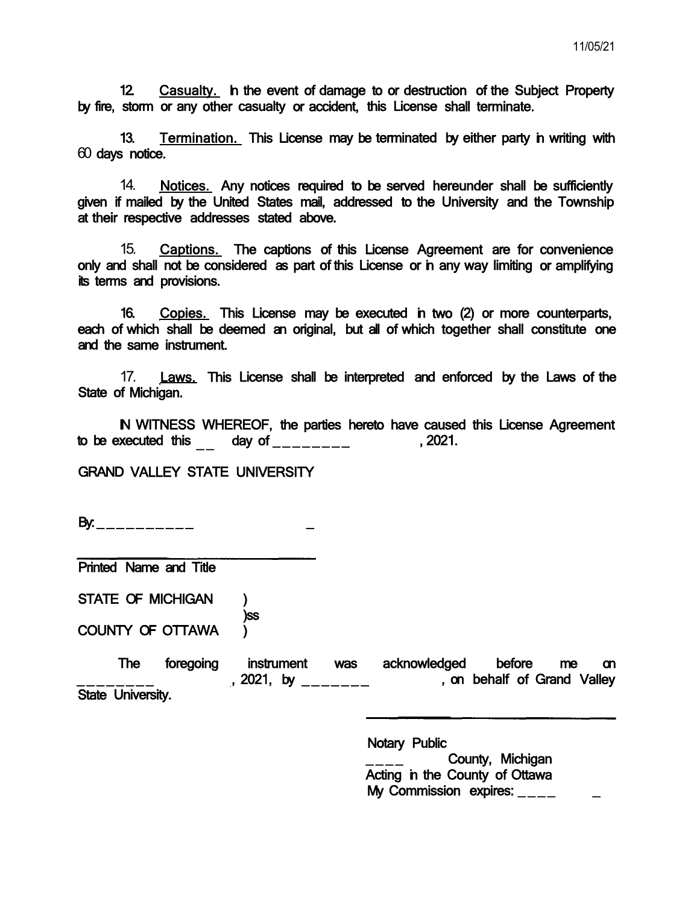12. Casualty. In the event of damage to or destruction of the Subject Property by fire, storm or any other casualty or accident, this License shall terminate.

13. Termination. This License may be terminated by either party in writing with 60 days notice.

14. Notices. Any notices required to be served hereunder shall be sufficiently given if mailed by the United States mail, addressed to the University and the Township at their respective addresses stated above.

15. Captions. The captions of this License Agreement are for convenience only and shall not be considered as part of this License or in any way limiting or amplifying its terms and provisions.

16. Copies. This License may be executed in two (2) or more counterparts, each of which shall be deemed an original, but all of which together shall constitute one and the same instrument.

17. Laws. This License shall be interpreted and enforced by the Laws of the State of Michigan.

IN WITNESS WHEREOF, the parties hereto have caused this License Agreement to be executed this __ day of ________, 2021.

GRAND VALLEY STATE UNIVERSITY

By: ___________

___________________________
Printed Name and Title

STATE OF MICHIGAN )
)ss
COUNTY OF OTTAWA )

The foregoing instrument was acknowledged before me on ________, 2021, by _______, on behalf of Grand Valley State University.

___________________________
Notary Public
____ County, Michigan
Acting in the County of Ottawa
My Commission expires: ____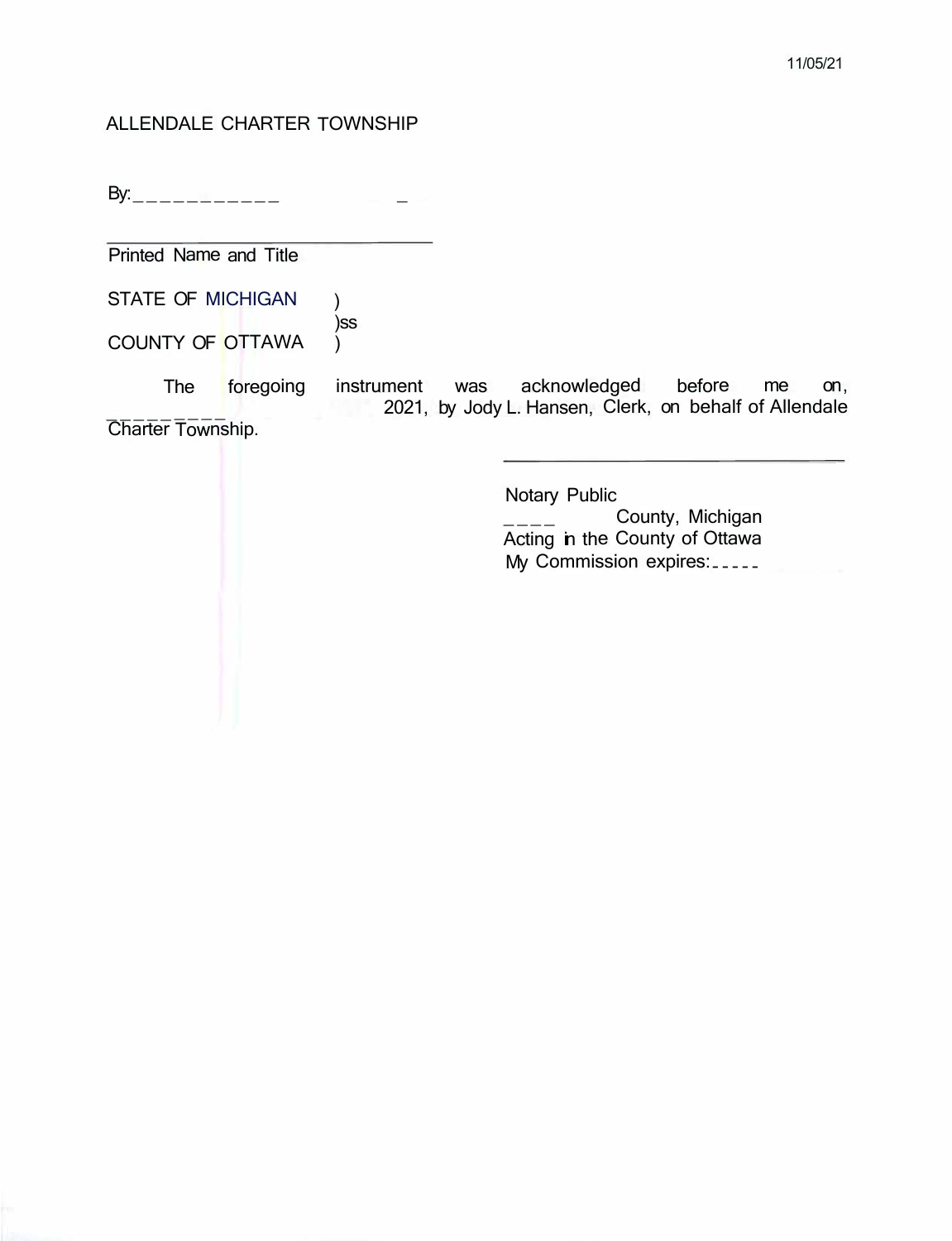11/05/21

ALLENDALE CHARTER TOWNSHIP

By:___________ _

______________________________
Printed Name and Title

STATE OF MICHIGAN )
)ss
COUNTY OF OTTAWA )

The foregoing instrument was acknowledged before me on, _________ 2021, by Jody L. Hansen, Clerk, on behalf of Allendale Charter Township.

______________________________
Notary Public
____ County, Michigan
Acting in the County of Ottawa
My Commission expires:_____